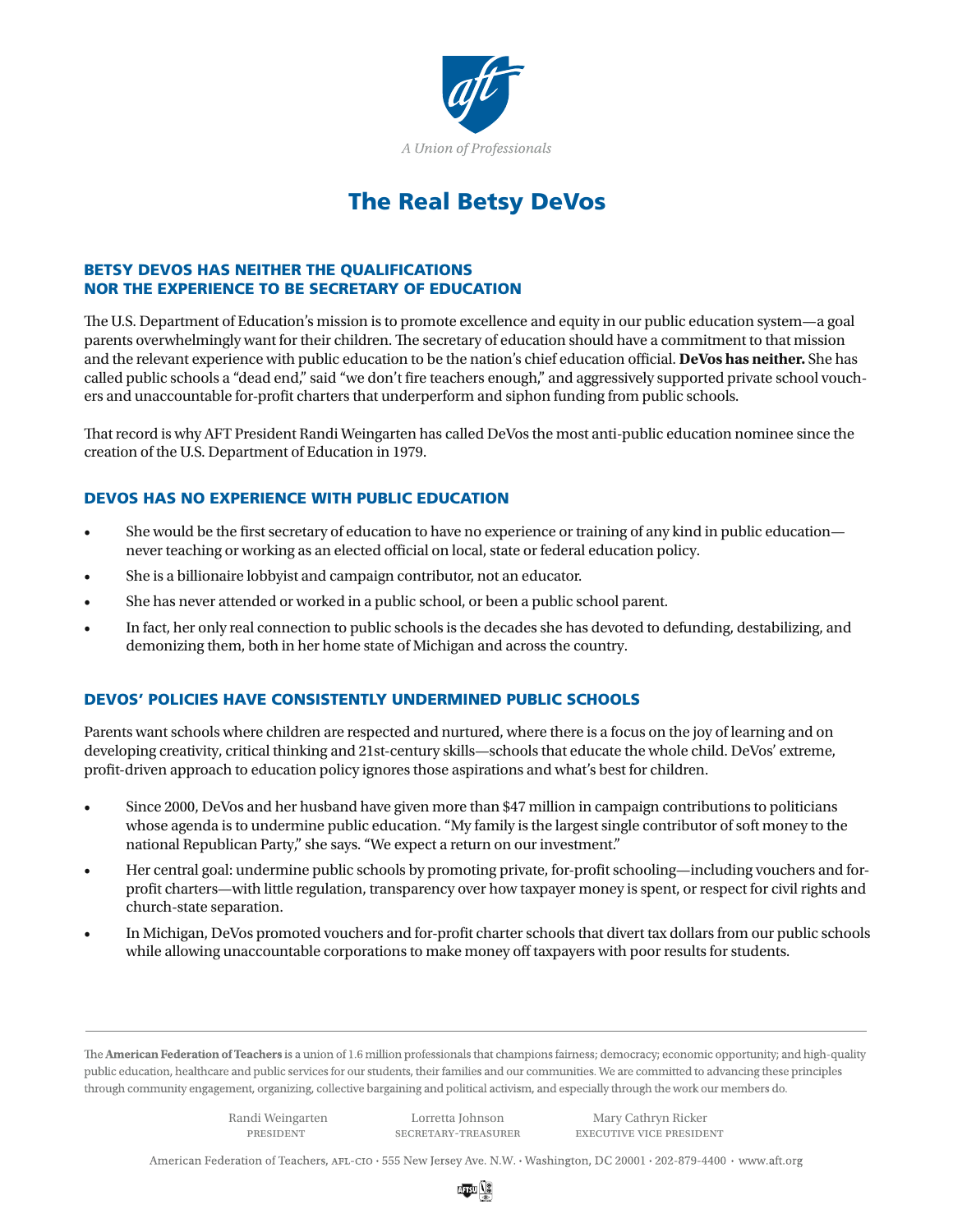A Union of Professionals

# The Real Betsy DeVos

## BETSY DEVOS HAS NEITHER THE QUALIFICATIONS NOR THE EXPERIENCE TO BE SECRETARY OF EDUCATION

The U.S. Department of Education's mission is to promote excellence and equity in our public education system—a goal parents overwhelmingly want for their children. The secretary of education should have a commitment to that mission and the relevant experience with public education to be the nation's chief education official. **DeVos has neither.** She has called public schools a "dead end," said "we don't fire teachers enough," and aggressively supported private school vouchers and unaccountable for-profit charters that underperform and siphon funding from public schools.

That record is why AFT President Randi Weingarten has called DeVos the most anti-public education nominee since the creation of the U.S. Department of Education in 1979.

## DEVOS HAS NO EXPERIENCE WITH PUBLIC EDUCATION

- She would be the first secretary of education to have no experience or training of any kind in public education—never teaching or working as an elected official on local, state or federal education policy.
- She is a billionaire lobbyist and campaign contributor, not an educator.
- She has never attended or worked in a public school, or been a public school parent.
- In fact, her only real connection to public schools is the decades she has devoted to defunding, destabilizing, and demonizing them, both in her home state of Michigan and across the country.

## DEVOS' POLICIES HAVE CONSISTENTLY UNDERMINED PUBLIC SCHOOLS

Parents want schools where children are respected and nurtured, where there is a focus on the joy of learning and on developing creativity, critical thinking and 21st-century skills—schools that educate the whole child. DeVos' extreme, profit-driven approach to education policy ignores those aspirations and what's best for children.

- Since 2000, DeVos and her husband have given more than $47 million in campaign contributions to politicians whose agenda is to undermine public education. "My family is the largest single contributor of soft money to the national Republican Party," she says. "We expect a return on our investment."
- Her central goal: undermine public schools by promoting private, for-profit schooling—including vouchers and for-profit charters—with little regulation, transparency over how taxpayer money is spent, or respect for civil rights and church-state separation.
- In Michigan, DeVos promoted vouchers and for-profit charter schools that divert tax dollars from our public schools while allowing unaccountable corporations to make money off taxpayers with poor results for students.

---

The **American Federation of Teachers** is a union of 1.6 million professionals that champions fairness; democracy; economic opportunity; and high-quality public education, healthcare and public services for our students, their families and our communities. We are committed to advancing these principles through community engagement, organizing, collective bargaining and political activism, and especially through the work our members do.

| Randi Weingarten | Lorretta Johnson | Mary Cathryn Ricker |
| --- | --- | --- |
| PRESIDENT | SECRETARY-TREASURER | EXECUTIVE VICE PRESIDENT |

American Federation of Teachers, AFL-CIO · 555 New Jersey Ave. N.W. · Washington, DC 20001 · 202-879-4400 · www.aft.org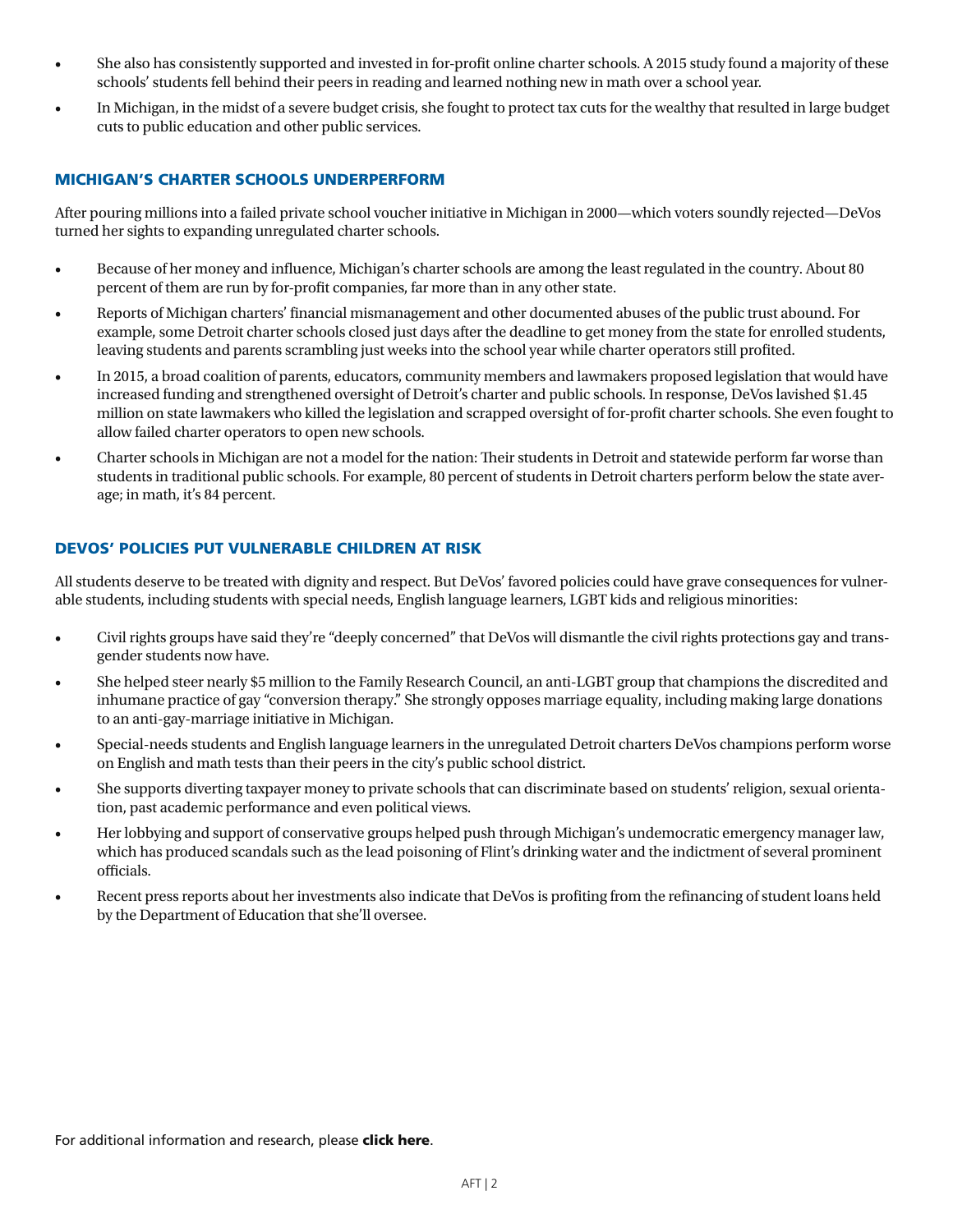- She also has consistently supported and invested in for-profit online charter schools. A 2015 study found a majority of these schools' students fell behind their peers in reading and learned nothing new in math over a school year.
- In Michigan, in the midst of a severe budget crisis, she fought to protect tax cuts for the wealthy that resulted in large budget cuts to public education and other public services.

## MICHIGAN'S CHARTER SCHOOLS UNDERPERFORM

After pouring millions into a failed private school voucher initiative in Michigan in 2000—which voters soundly rejected—DeVos turned her sights to expanding unregulated charter schools.

- Because of her money and influence, Michigan's charter schools are among the least regulated in the country. About 80 percent of them are run by for-profit companies, far more than in any other state.
- Reports of Michigan charters' financial mismanagement and other documented abuses of the public trust abound. For example, some Detroit charter schools closed just days after the deadline to get money from the state for enrolled students, leaving students and parents scrambling just weeks into the school year while charter operators still profited.
- In 2015, a broad coalition of parents, educators, community members and lawmakers proposed legislation that would have increased funding and strengthened oversight of Detroit's charter and public schools. In response, DeVos lavished $1.45 million on state lawmakers who killed the legislation and scrapped oversight of for-profit charter schools. She even fought to allow failed charter operators to open new schools.
- Charter schools in Michigan are not a model for the nation: Their students in Detroit and statewide perform far worse than students in traditional public schools. For example, 80 percent of students in Detroit charters perform below the state average; in math, it's 84 percent.

## DEVOS' POLICIES PUT VULNERABLE CHILDREN AT RISK

All students deserve to be treated with dignity and respect. But DeVos' favored policies could have grave consequences for vulnerable students, including students with special needs, English language learners, LGBT kids and religious minorities:

- Civil rights groups have said they're "deeply concerned" that DeVos will dismantle the civil rights protections gay and transgender students now have.
- She helped steer nearly $5 million to the Family Research Council, an anti-LGBT group that champions the discredited and inhumane practice of gay "conversion therapy." She strongly opposes marriage equality, including making large donations to an anti-gay-marriage initiative in Michigan.
- Special-needs students and English language learners in the unregulated Detroit charters DeVos champions perform worse on English and math tests than their peers in the city's public school district.
- She supports diverting taxpayer money to private schools that can discriminate based on students' religion, sexual orientation, past academic performance and even political views.
- Her lobbying and support of conservative groups helped push through Michigan's undemocratic emergency manager law, which has produced scandals such as the lead poisoning of Flint's drinking water and the indictment of several prominent officials.
- Recent press reports about her investments also indicate that DeVos is profiting from the refinancing of student loans held by the Department of Education that she'll oversee.

For additional information and research, please **click here**.